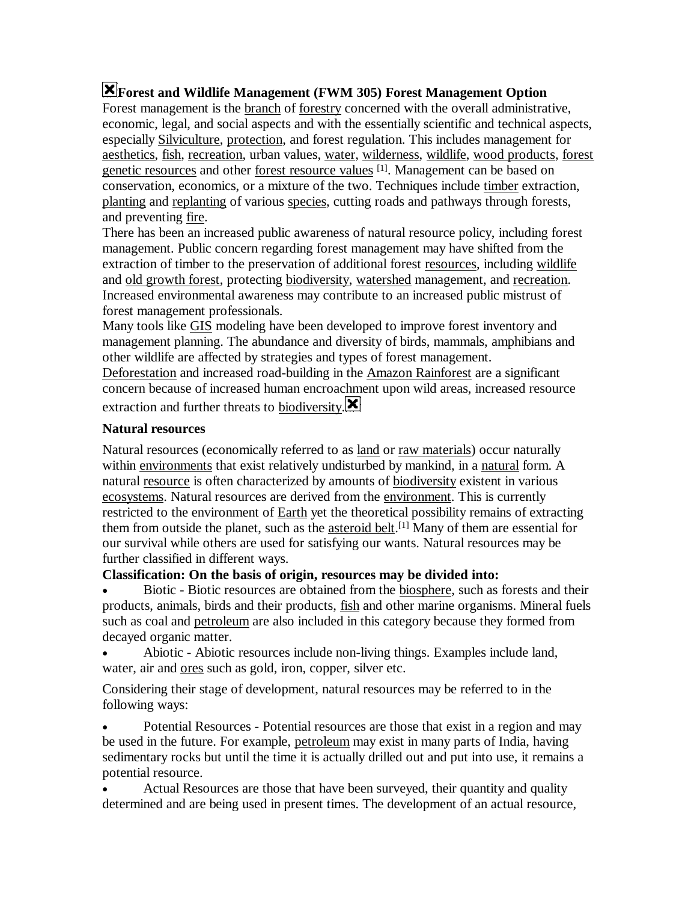# Forest and Wildlife Management (FWM 305) Forest Management Option

Forest management is the branch of forestry concerned with the overall administrative, economic, legal, and social aspects and with the essentially scientific and technical aspects, especially Silviculture, protection, and forest regulation. This includes management for aesthetics, fish, recreation, urban values, water, wilderness, wildlife, wood products, forest genetic resources and other forest resource values [1]. Management can be based on conservation, economics, or a mixture of the two. Techniques include timber extraction, planting and replanting of various species, cutting roads and pathways through forests, and preventing fire.

There has been an increased public awareness of natural resource policy, including forest management. Public concern regarding forest management may have shifted from the extraction of timber to the preservation of additional forest resources, including wildlife and old growth forest, protecting biodiversity, watershed management, and recreation. Increased environmental awareness may contribute to an increased public mistrust of forest management professionals.

Many tools like GIS modeling have been developed to improve forest inventory and management planning. The abundance and diversity of birds, mammals, amphibians and other wildlife are affected by strategies and types of forest management.

Deforestation and increased road-building in the Amazon Rainforest are a significant concern because of increased human encroachment upon wild areas, increased resource extraction and further threats to biodiversity.

### Natural resources

Natural resources (economically referred to as land or raw materials) occur naturally within environments that exist relatively undisturbed by mankind, in a natural form. A natural resource is often characterized by amounts of biodiversity existent in various ecosystems. Natural resources are derived from the environment. This is currently restricted to the environment of Earth yet the theoretical possibility remains of extracting them from outside the planet, such as the asteroid belt.[1] Many of them are essential for our survival while others are used for satisfying our wants. Natural resources may be further classified in different ways.

**Classification: On the basis of origin, resources may be divided into:**

- Biotic - Biotic resources are obtained from the biosphere, such as forests and their products, animals, birds and their products, fish and other marine organisms. Mineral fuels such as coal and petroleum are also included in this category because they formed from decayed organic matter.
- Abiotic - Abiotic resources include non-living things. Examples include land, water, air and ores such as gold, iron, copper, silver etc.

Considering their stage of development, natural resources may be referred to in the following ways:

- Potential Resources - Potential resources are those that exist in a region and may be used in the future. For example, petroleum may exist in many parts of India, having sedimentary rocks but until the time it is actually drilled out and put into use, it remains a potential resource.
- Actual Resources are those that have been surveyed, their quantity and quality determined and are being used in present times. The development of an actual resource,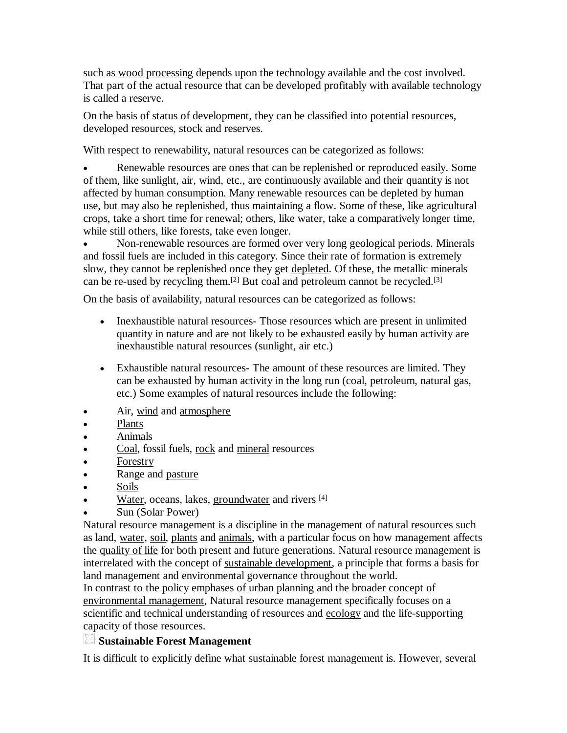such as wood processing depends upon the technology available and the cost involved. That part of the actual resource that can be developed profitably with available technology is called a reserve.

On the basis of status of development, they can be classified into potential resources, developed resources, stock and reserves.

With respect to renewability, natural resources can be categorized as follows:

- Renewable resources are ones that can be replenished or reproduced easily. Some of them, like sunlight, air, wind, etc., are continuously available and their quantity is not affected by human consumption. Many renewable resources can be depleted by human use, but may also be replenished, thus maintaining a flow. Some of these, like agricultural crops, take a short time for renewal; others, like water, take a comparatively longer time, while still others, like forests, take even longer.
- Non-renewable resources are formed over very long geological periods. Minerals and fossil fuels are included in this category. Since their rate of formation is extremely slow, they cannot be replenished once they get depleted. Of these, the metallic minerals can be re-used by recycling them.[2] But coal and petroleum cannot be recycled.[3]

On the basis of availability, natural resources can be categorized as follows:

- Inexhaustible natural resources- Those resources which are present in unlimited quantity in nature and are not likely to be exhausted easily by human activity are inexhaustible natural resources (sunlight, air etc.)
- Exhaustible natural resources- The amount of these resources are limited. They can be exhausted by human activity in the long run (coal, petroleum, natural gas, etc.) Some examples of natural resources include the following:

- Air, wind and atmosphere
- Plants
- Animals
- Coal, fossil fuels, rock and mineral resources
- Forestry
- Range and pasture
- Soils
- Water, oceans, lakes, groundwater and rivers [4]
- Sun (Solar Power)

Natural resource management is a discipline in the management of natural resources such as land, water, soil, plants and animals, with a particular focus on how management affects the quality of life for both present and future generations. Natural resource management is interrelated with the concept of sustainable development, a principle that forms a basis for land management and environmental governance throughout the world.

In contrast to the policy emphases of urban planning and the broader concept of environmental management, Natural resource management specifically focuses on a scientific and technical understanding of resources and ecology and the life-supporting capacity of those resources.

## Sustainable Forest Management

It is difficult to explicitly define what sustainable forest management is. However, several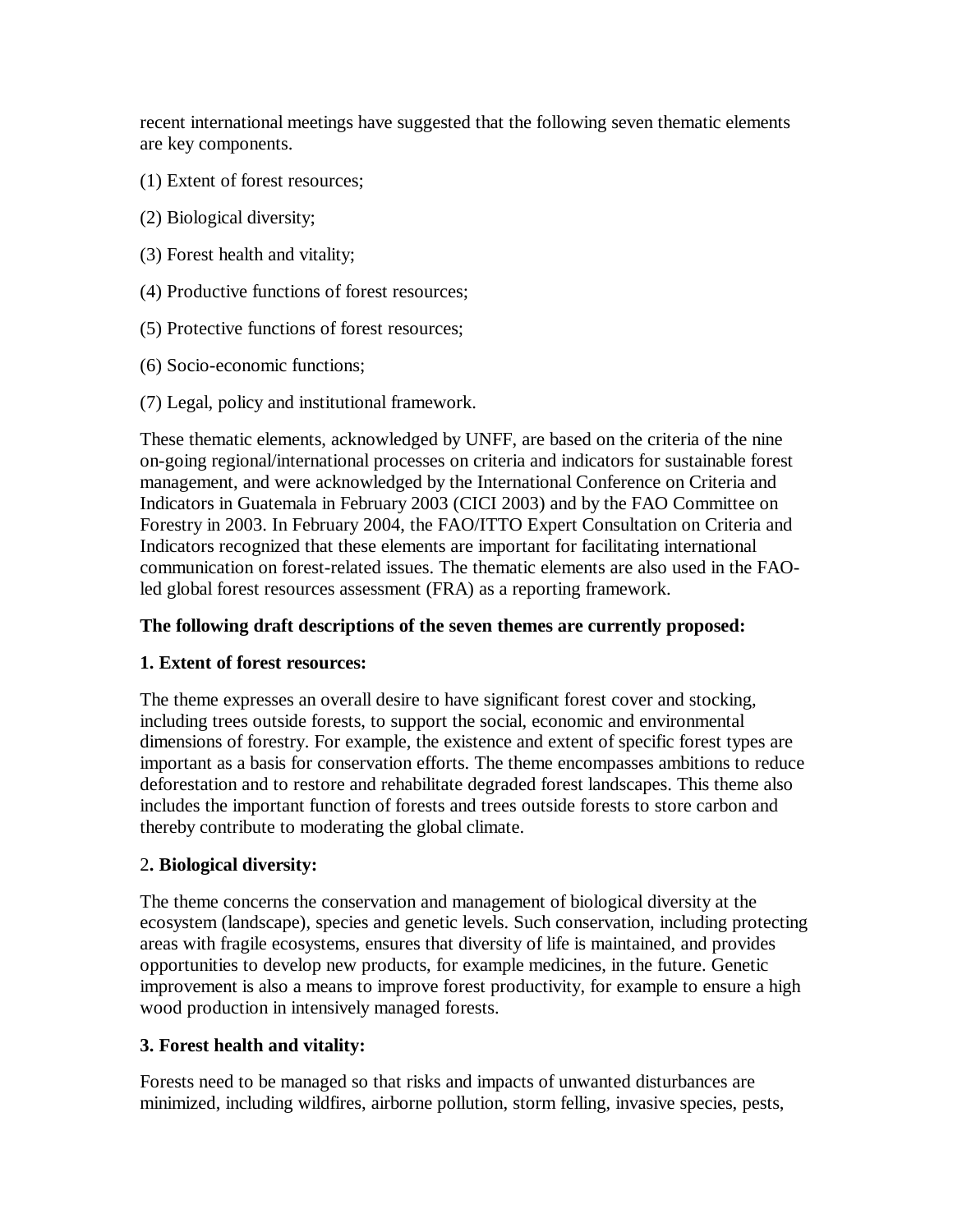recent international meetings have suggested that the following seven thematic elements are key components.

(1) Extent of forest resources;

(2) Biological diversity;

(3) Forest health and vitality;

(4) Productive functions of forest resources;

(5) Protective functions of forest resources;

(6) Socio-economic functions;

(7) Legal, policy and institutional framework.

These thematic elements, acknowledged by UNFF, are based on the criteria of the nine on-going regional/international processes on criteria and indicators for sustainable forest management, and were acknowledged by the International Conference on Criteria and Indicators in Guatemala in February 2003 (CICI 2003) and by the FAO Committee on Forestry in 2003. In February 2004, the FAO/ITTO Expert Consultation on Criteria and Indicators recognized that these elements are important for facilitating international communication on forest-related issues. The thematic elements are also used in the FAO-led global forest resources assessment (FRA) as a reporting framework.

**The following draft descriptions of the seven themes are currently proposed:**

**1. Extent of forest resources:**

The theme expresses an overall desire to have significant forest cover and stocking, including trees outside forests, to support the social, economic and environmental dimensions of forestry. For example, the existence and extent of specific forest types are important as a basis for conservation efforts. The theme encompasses ambitions to reduce deforestation and to restore and rehabilitate degraded forest landscapes. This theme also includes the important function of forests and trees outside forests to store carbon and thereby contribute to moderating the global climate.

2**. Biological diversity:**

The theme concerns the conservation and management of biological diversity at the ecosystem (landscape), species and genetic levels. Such conservation, including protecting areas with fragile ecosystems, ensures that diversity of life is maintained, and provides opportunities to develop new products, for example medicines, in the future. Genetic improvement is also a means to improve forest productivity, for example to ensure a high wood production in intensively managed forests.

**3. Forest health and vitality:**

Forests need to be managed so that risks and impacts of unwanted disturbances are minimized, including wildfires, airborne pollution, storm felling, invasive species, pests,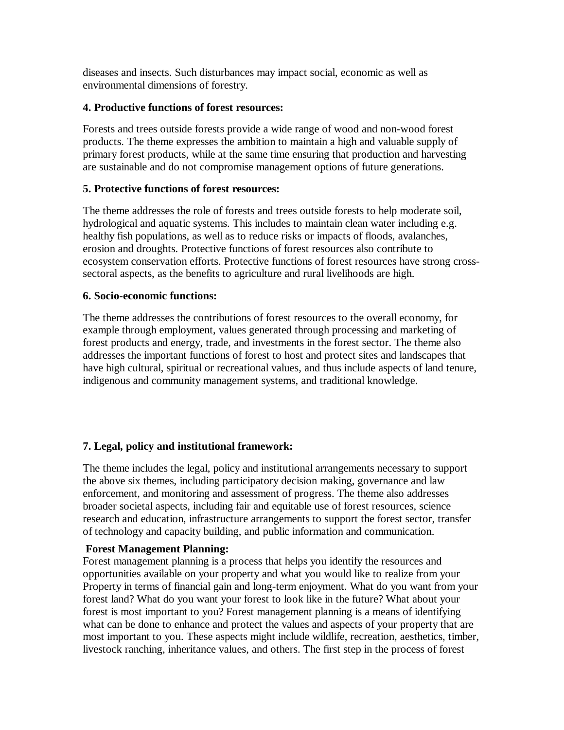diseases and insects. Such disturbances may impact social, economic as well as environmental dimensions of forestry.

**4. Productive functions of forest resources:**

Forests and trees outside forests provide a wide range of wood and non-wood forest products. The theme expresses the ambition to maintain a high and valuable supply of primary forest products, while at the same time ensuring that production and harvesting are sustainable and do not compromise management options of future generations.

**5. Protective functions of forest resources:**

The theme addresses the role of forests and trees outside forests to help moderate soil, hydrological and aquatic systems. This includes to maintain clean water including e.g. healthy fish populations, as well as to reduce risks or impacts of floods, avalanches, erosion and droughts. Protective functions of forest resources also contribute to ecosystem conservation efforts. Protective functions of forest resources have strong cross-sectoral aspects, as the benefits to agriculture and rural livelihoods are high.

**6. Socio-economic functions:**

The theme addresses the contributions of forest resources to the overall economy, for example through employment, values generated through processing and marketing of forest products and energy, trade, and investments in the forest sector. The theme also addresses the important functions of forest to host and protect sites and landscapes that have high cultural, spiritual or recreational values, and thus include aspects of land tenure, indigenous and community management systems, and traditional knowledge.

**7. Legal, policy and institutional framework:**

The theme includes the legal, policy and institutional arrangements necessary to support the above six themes, including participatory decision making, governance and law enforcement, and monitoring and assessment of progress. The theme also addresses broader societal aspects, including fair and equitable use of forest resources, science research and education, infrastructure arrangements to support the forest sector, transfer of technology and capacity building, and public information and communication.

**Forest Management Planning:**

Forest management planning is a process that helps you identify the resources and opportunities available on your property and what you would like to realize from your Property in terms of financial gain and long-term enjoyment. What do you want from your forest land? What do you want your forest to look like in the future? What about your forest is most important to you? Forest management planning is a means of identifying what can be done to enhance and protect the values and aspects of your property that are most important to you. These aspects might include wildlife, recreation, aesthetics, timber, livestock ranching, inheritance values, and others. The first step in the process of forest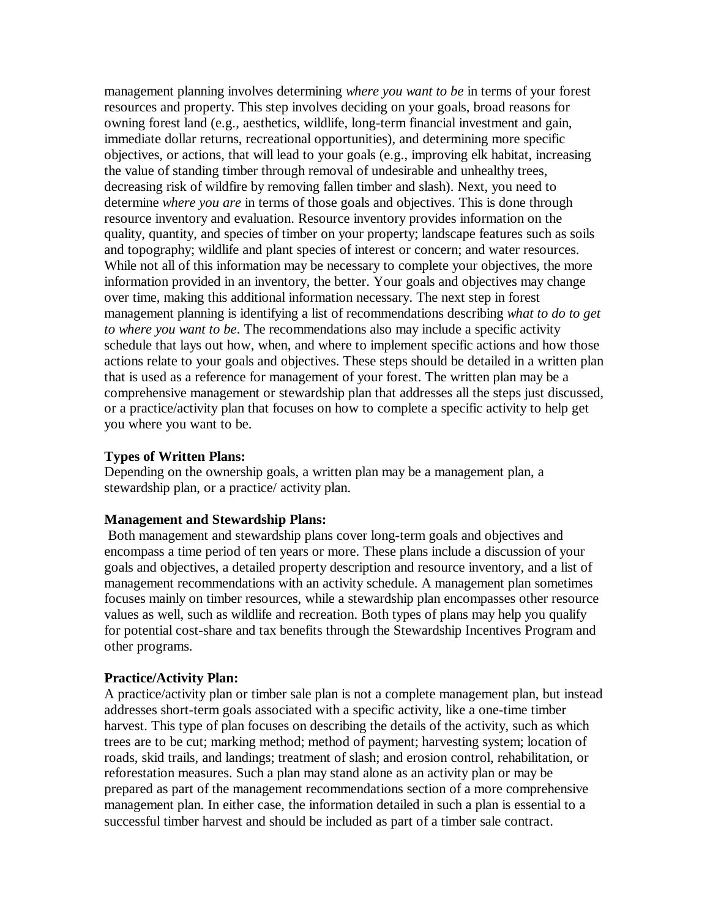management planning involves determining *where you want to be* in terms of your forest resources and property. This step involves deciding on your goals, broad reasons for owning forest land (e.g., aesthetics, wildlife, long-term financial investment and gain, immediate dollar returns, recreational opportunities), and determining more specific objectives, or actions, that will lead to your goals (e.g., improving elk habitat, increasing the value of standing timber through removal of undesirable and unhealthy trees, decreasing risk of wildfire by removing fallen timber and slash). Next, you need to determine *where you are* in terms of those goals and objectives. This is done through resource inventory and evaluation. Resource inventory provides information on the quality, quantity, and species of timber on your property; landscape features such as soils and topography; wildlife and plant species of interest or concern; and water resources. While not all of this information may be necessary to complete your objectives, the more information provided in an inventory, the better. Your goals and objectives may change over time, making this additional information necessary. The next step in forest management planning is identifying a list of recommendations describing *what to do to get to where you want to be*. The recommendations also may include a specific activity schedule that lays out how, when, and where to implement specific actions and how those actions relate to your goals and objectives. These steps should be detailed in a written plan that is used as a reference for management of your forest. The written plan may be a comprehensive management or stewardship plan that addresses all the steps just discussed, or a practice/activity plan that focuses on how to complete a specific activity to help get you where you want to be.

**Types of Written Plans:**
Depending on the ownership goals, a written plan may be a management plan, a stewardship plan, or a practice/ activity plan.

**Management and Stewardship Plans:**
Both management and stewardship plans cover long-term goals and objectives and encompass a time period of ten years or more. These plans include a discussion of your goals and objectives, a detailed property description and resource inventory, and a list of management recommendations with an activity schedule. A management plan sometimes focuses mainly on timber resources, while a stewardship plan encompasses other resource values as well, such as wildlife and recreation. Both types of plans may help you qualify for potential cost-share and tax benefits through the Stewardship Incentives Program and other programs.

**Practice/Activity Plan:**
A practice/activity plan or timber sale plan is not a complete management plan, but instead addresses short-term goals associated with a specific activity, like a one-time timber harvest. This type of plan focuses on describing the details of the activity, such as which trees are to be cut; marking method; method of payment; harvesting system; location of roads, skid trails, and landings; treatment of slash; and erosion control, rehabilitation, or reforestation measures. Such a plan may stand alone as an activity plan or may be prepared as part of the management recommendations section of a more comprehensive management plan. In either case, the information detailed in such a plan is essential to a successful timber harvest and should be included as part of a timber sale contract.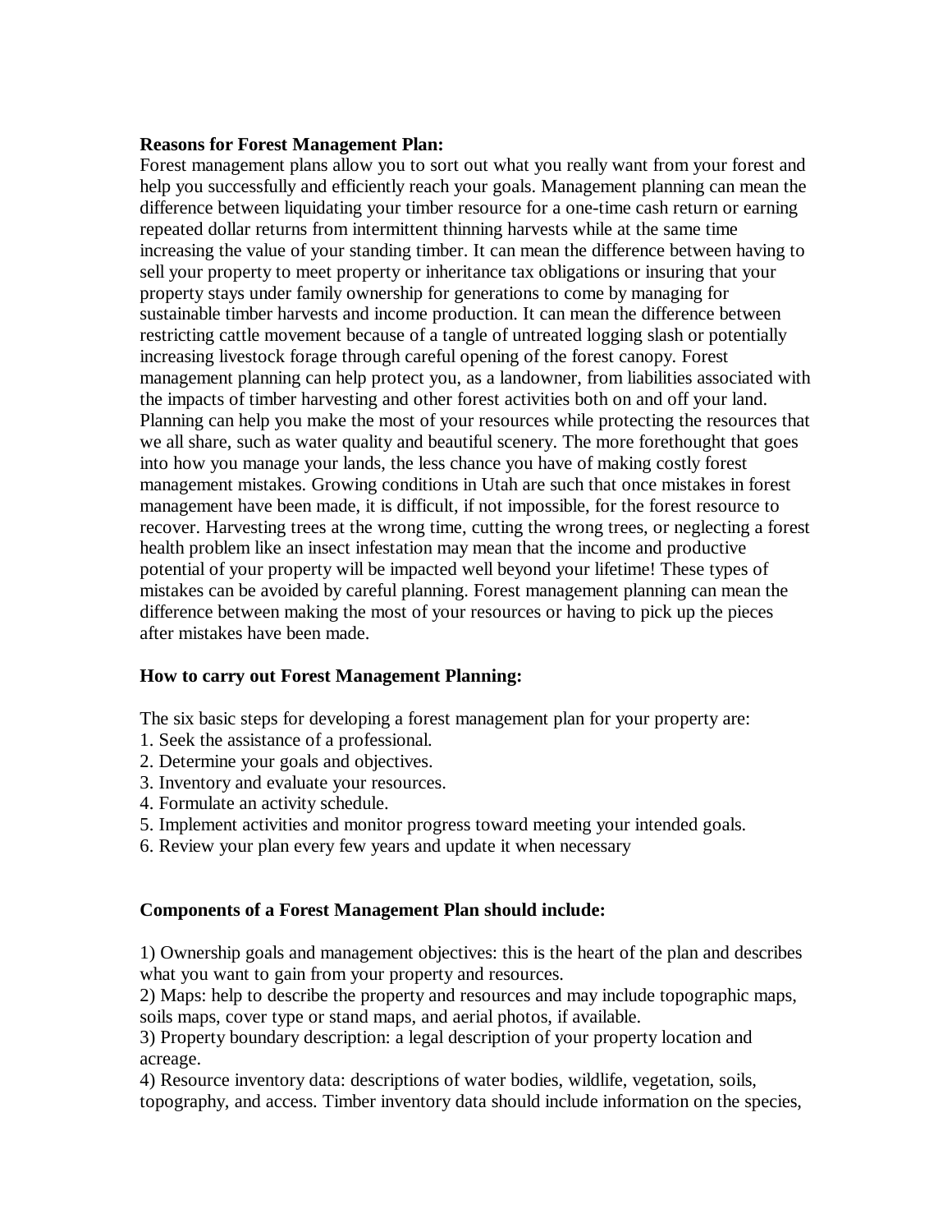**Reasons for Forest Management Plan:**

Forest management plans allow you to sort out what you really want from your forest and help you successfully and efficiently reach your goals. Management planning can mean the difference between liquidating your timber resource for a one-time cash return or earning repeated dollar returns from intermittent thinning harvests while at the same time increasing the value of your standing timber. It can mean the difference between having to sell your property to meet property or inheritance tax obligations or insuring that your property stays under family ownership for generations to come by managing for sustainable timber harvests and income production. It can mean the difference between restricting cattle movement because of a tangle of untreated logging slash or potentially increasing livestock forage through careful opening of the forest canopy. Forest management planning can help protect you, as a landowner, from liabilities associated with the impacts of timber harvesting and other forest activities both on and off your land. Planning can help you make the most of your resources while protecting the resources that we all share, such as water quality and beautiful scenery. The more forethought that goes into how you manage your lands, the less chance you have of making costly forest management mistakes. Growing conditions in Utah are such that once mistakes in forest management have been made, it is difficult, if not impossible, for the forest resource to recover. Harvesting trees at the wrong time, cutting the wrong trees, or neglecting a forest health problem like an insect infestation may mean that the income and productive potential of your property will be impacted well beyond your lifetime! These types of mistakes can be avoided by careful planning. Forest management planning can mean the difference between making the most of your resources or having to pick up the pieces after mistakes have been made.

**How to carry out Forest Management Planning:**

The six basic steps for developing a forest management plan for your property are:

1. Seek the assistance of a professional.
2. Determine your goals and objectives.
3. Inventory and evaluate your resources.
4. Formulate an activity schedule.
5. Implement activities and monitor progress toward meeting your intended goals.
6. Review your plan every few years and update it when necessary

**Components of a Forest Management Plan should include:**

1) Ownership goals and management objectives: this is the heart of the plan and describes what you want to gain from your property and resources.
2) Maps: help to describe the property and resources and may include topographic maps, soils maps, cover type or stand maps, and aerial photos, if available.
3) Property boundary description: a legal description of your property location and acreage.
4) Resource inventory data: descriptions of water bodies, wildlife, vegetation, soils, topography, and access. Timber inventory data should include information on the species,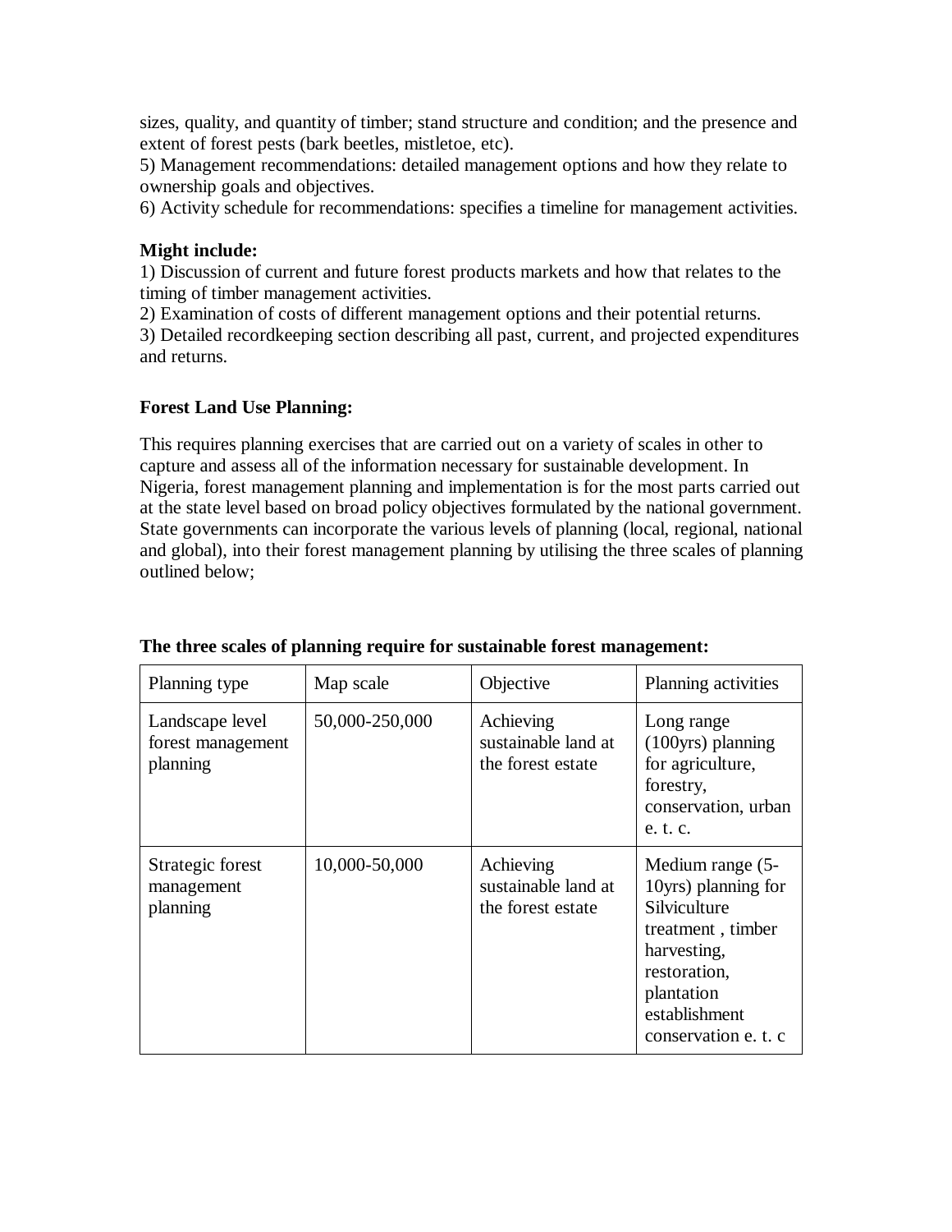sizes, quality, and quantity of timber; stand structure and condition; and the presence and extent of forest pests (bark beetles, mistletoe, etc).

5) Management recommendations: detailed management options and how they relate to ownership goals and objectives.

6) Activity schedule for recommendations: specifies a timeline for management activities.

**Might include:**

1) Discussion of current and future forest products markets and how that relates to the timing of timber management activities.

2) Examination of costs of different management options and their potential returns.

3) Detailed recordkeeping section describing all past, current, and projected expenditures and returns.

**Forest Land Use Planning:**

This requires planning exercises that are carried out on a variety of scales in other to capture and assess all of the information necessary for sustainable development. In Nigeria, forest management planning and implementation is for the most parts carried out at the state level based on broad policy objectives formulated by the national government. State governments can incorporate the various levels of planning (local, regional, national and global), into their forest management planning by utilising the three scales of planning outlined below;

**The three scales of planning require for sustainable forest management:**

| Planning type | Map scale | Objective | Planning activities |
|---|---|---|---|
| Landscape level forest management planning | 50,000-250,000 | Achieving sustainable land at the forest estate | Long range (100yrs) planning for agriculture, forestry, conservation, urban e. t. c. |
| Strategic forest management planning | 10,000-50,000 | Achieving sustainable land at the forest estate | Medium range (5-10yrs) planning for Silviculture treatment , timber harvesting, restoration, plantation establishment conservation e. t. c |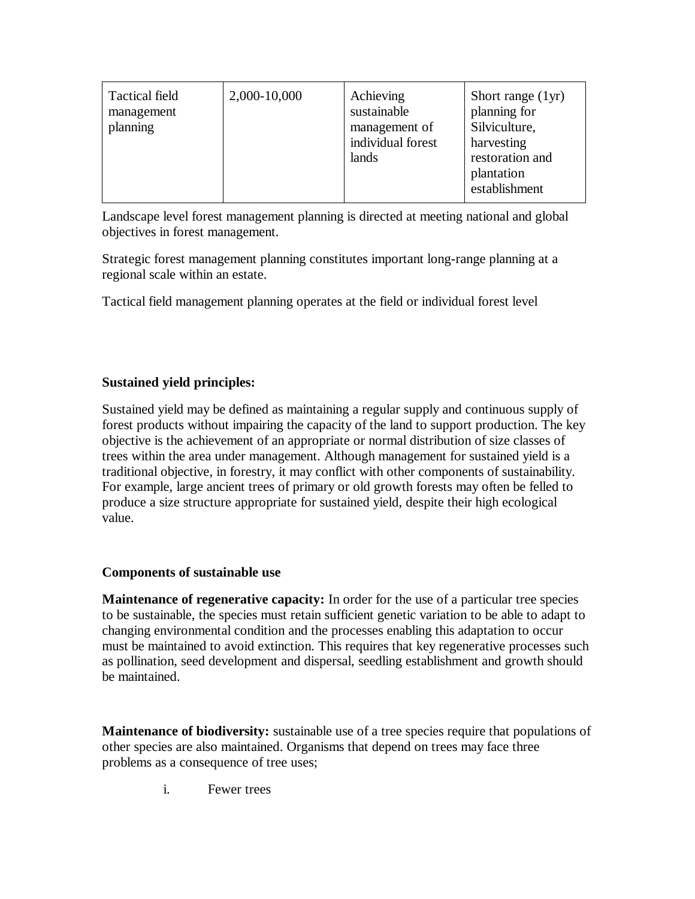| Tactical field management planning | 2,000-10,000 | Achieving sustainable management of individual forest lands | Short range (1yr) planning for Silviculture, harvesting restoration and plantation establishment |
|---|---|---|---|

Landscape level forest management planning is directed at meeting national and global objectives in forest management.

Strategic forest management planning constitutes important long-range planning at a regional scale within an estate.

Tactical field management planning operates at the field or individual forest level

**Sustained yield principles:**

Sustained yield may be defined as maintaining a regular supply and continuous supply of forest products without impairing the capacity of the land to support production. The key objective is the achievement of an appropriate or normal distribution of size classes of trees within the area under management. Although management for sustained yield is a traditional objective, in forestry, it may conflict with other components of sustainability. For example, large ancient trees of primary or old growth forests may often be felled to produce a size structure appropriate for sustained yield, despite their high ecological value.

**Components of sustainable use**

**Maintenance of regenerative capacity:** In order for the use of a particular tree species to be sustainable, the species must retain sufficient genetic variation to be able to adapt to changing environmental condition and the processes enabling this adaptation to occur must be maintained to avoid extinction. This requires that key regenerative processes such as pollination, seed development and dispersal, seedling establishment and growth should be maintained.

**Maintenance of biodiversity:** sustainable use of a tree species require that populations of other species are also maintained. Organisms that depend on trees may face three problems as a consequence of tree uses;

i. Fewer trees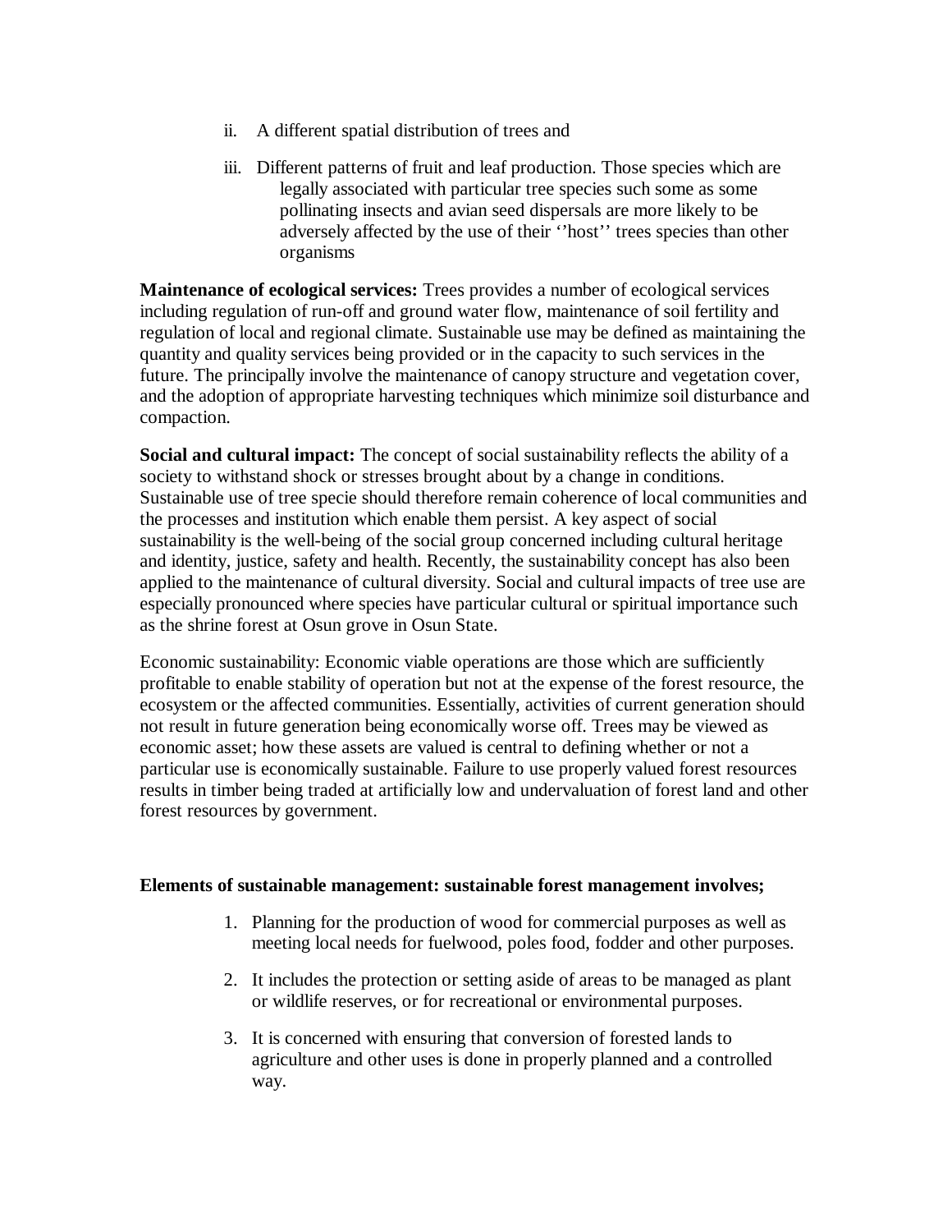ii. A different spatial distribution of trees and

iii. Different patterns of fruit and leaf production. Those species which are legally associated with particular tree species such some as some pollinating insects and avian seed dispersals are more likely to be adversely affected by the use of their ''host'' trees species than other organisms

**Maintenance of ecological services:** Trees provides a number of ecological services including regulation of run-off and ground water flow, maintenance of soil fertility and regulation of local and regional climate. Sustainable use may be defined as maintaining the quantity and quality services being provided or in the capacity to such services in the future. The principally involve the maintenance of canopy structure and vegetation cover, and the adoption of appropriate harvesting techniques which minimize soil disturbance and compaction.

**Social and cultural impact:** The concept of social sustainability reflects the ability of a society to withstand shock or stresses brought about by a change in conditions. Sustainable use of tree specie should therefore remain coherence of local communities and the processes and institution which enable them persist. A key aspect of social sustainability is the well-being of the social group concerned including cultural heritage and identity, justice, safety and health. Recently, the sustainability concept has also been applied to the maintenance of cultural diversity. Social and cultural impacts of tree use are especially pronounced where species have particular cultural or spiritual importance such as the shrine forest at Osun grove in Osun State.

Economic sustainability: Economic viable operations are those which are sufficiently profitable to enable stability of operation but not at the expense of the forest resource, the ecosystem or the affected communities. Essentially, activities of current generation should not result in future generation being economically worse off. Trees may be viewed as economic asset; how these assets are valued is central to defining whether or not a particular use is economically sustainable. Failure to use properly valued forest resources results in timber being traded at artificially low and undervaluation of forest land and other forest resources by government.

**Elements of sustainable management: sustainable forest management involves;**

1. Planning for the production of wood for commercial purposes as well as meeting local needs for fuelwood, poles food, fodder and other purposes.
2. It includes the protection or setting aside of areas to be managed as plant or wildlife reserves, or for recreational or environmental purposes.
3. It is concerned with ensuring that conversion of forested lands to agriculture and other uses is done in properly planned and a controlled way.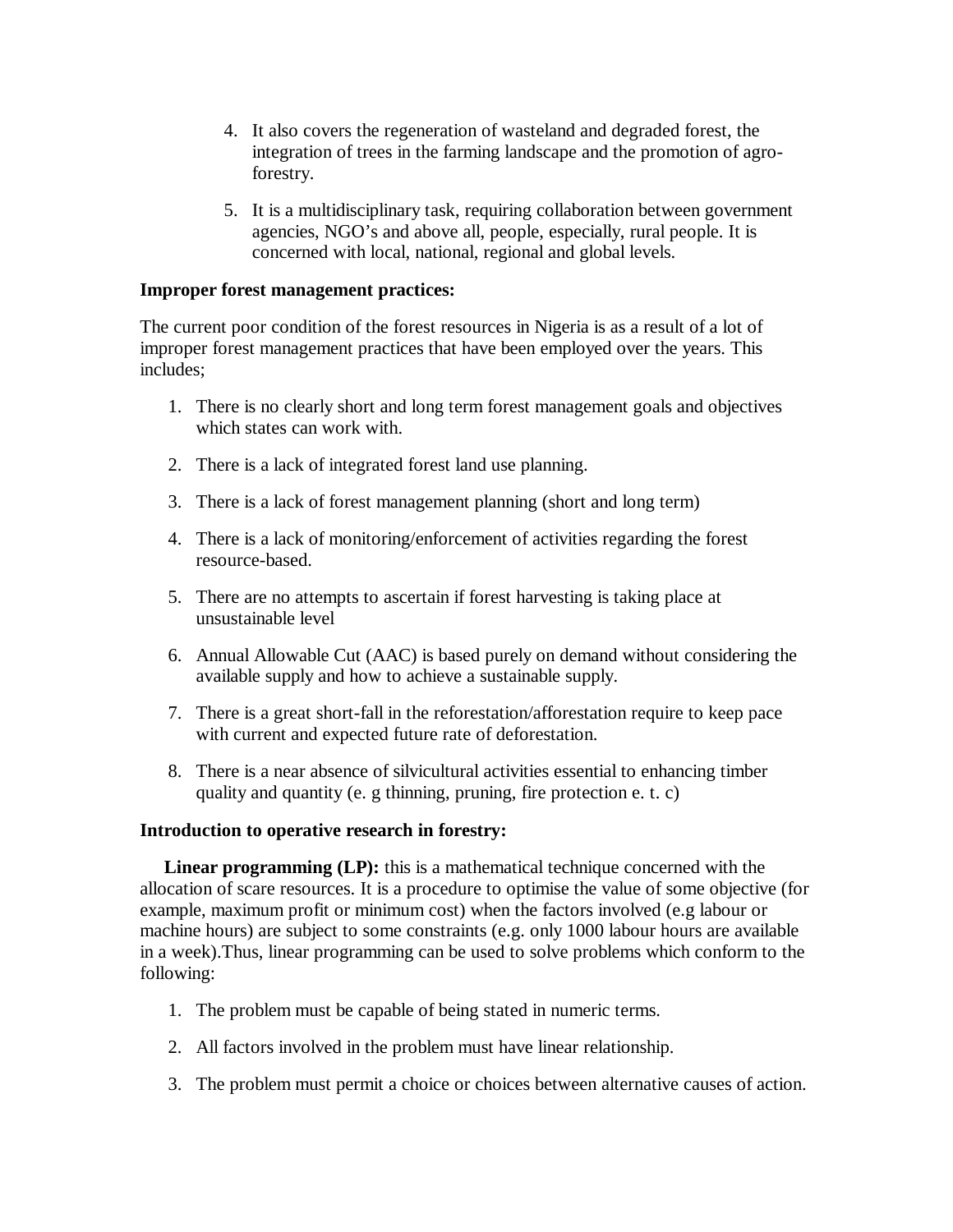4. It also covers the regeneration of wasteland and degraded forest, the integration of trees in the farming landscape and the promotion of agro-forestry.

5. It is a multidisciplinary task, requiring collaboration between government agencies, NGO's and above all, people, especially, rural people. It is concerned with local, national, regional and global levels.

**Improper forest management practices:**

The current poor condition of the forest resources in Nigeria is as a result of a lot of improper forest management practices that have been employed over the years. This includes;

1. There is no clearly short and long term forest management goals and objectives which states can work with.

2. There is a lack of integrated forest land use planning.

3. There is a lack of forest management planning (short and long term)

4. There is a lack of monitoring/enforcement of activities regarding the forest resource-based.

5. There are no attempts to ascertain if forest harvesting is taking place at unsustainable level

6. Annual Allowable Cut (AAC) is based purely on demand without considering the available supply and how to achieve a sustainable supply.

7. There is a great short-fall in the reforestation/afforestation require to keep pace with current and expected future rate of deforestation.

8. There is a near absence of silvicultural activities essential to enhancing timber quality and quantity (e. g thinning, pruning, fire protection e. t. c)

**Introduction to operative research in forestry:**

**Linear programming (LP):** this is a mathematical technique concerned with the allocation of scare resources. It is a procedure to optimise the value of some objective (for example, maximum profit or minimum cost) when the factors involved (e.g labour or machine hours) are subject to some constraints (e.g. only 1000 labour hours are available in a week).Thus, linear programming can be used to solve problems which conform to the following:

1. The problem must be capable of being stated in numeric terms.

2. All factors involved in the problem must have linear relationship.

3. The problem must permit a choice or choices between alternative causes of action.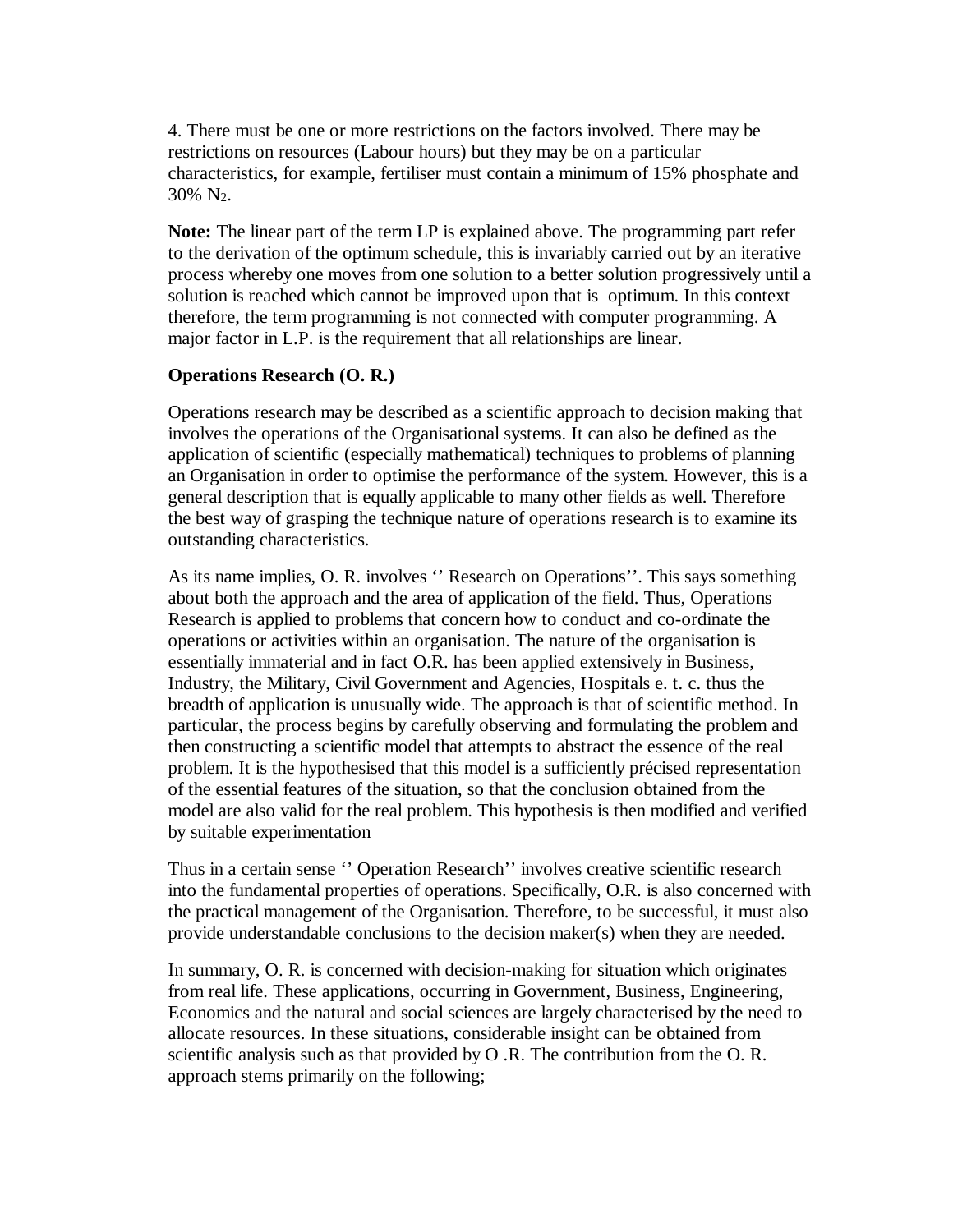4. There must be one or more restrictions on the factors involved. There may be restrictions on resources (Labour hours) but they may be on a particular characteristics, for example, fertiliser must contain a minimum of 15% phosphate and 30% $N_2$.

**Note:** The linear part of the term LP is explained above. The programming part refer to the derivation of the optimum schedule, this is invariably carried out by an iterative process whereby one moves from one solution to a better solution progressively until a solution is reached which cannot be improved upon that is optimum. In this context therefore, the term programming is not connected with computer programming. A major factor in L.P. is the requirement that all relationships are linear.

**Operations Research (O. R.)**

Operations research may be described as a scientific approach to decision making that involves the operations of the Organisational systems. It can also be defined as the application of scientific (especially mathematical) techniques to problems of planning an Organisation in order to optimise the performance of the system. However, this is a general description that is equally applicable to many other fields as well. Therefore the best way of grasping the technique nature of operations research is to examine its outstanding characteristics.

As its name implies, O. R. involves ‘’ Research on Operations’’. This says something about both the approach and the area of application of the field. Thus, Operations Research is applied to problems that concern how to conduct and co-ordinate the operations or activities within an organisation. The nature of the organisation is essentially immaterial and in fact O.R. has been applied extensively in Business, Industry, the Military, Civil Government and Agencies, Hospitals e. t. c. thus the breadth of application is unusually wide. The approach is that of scientific method. In particular, the process begins by carefully observing and formulating the problem and then constructing a scientific model that attempts to abstract the essence of the real problem. It is the hypothesised that this model is a sufficiently précised representation of the essential features of the situation, so that the conclusion obtained from the model are also valid for the real problem. This hypothesis is then modified and verified by suitable experimentation

Thus in a certain sense ‘’ Operation Research’’ involves creative scientific research into the fundamental properties of operations. Specifically, O.R. is also concerned with the practical management of the Organisation. Therefore, to be successful, it must also provide understandable conclusions to the decision maker(s) when they are needed.

In summary, O. R. is concerned with decision-making for situation which originates from real life. These applications, occurring in Government, Business, Engineering, Economics and the natural and social sciences are largely characterised by the need to allocate resources. In these situations, considerable insight can be obtained from scientific analysis such as that provided by O .R. The contribution from the O. R. approach stems primarily on the following;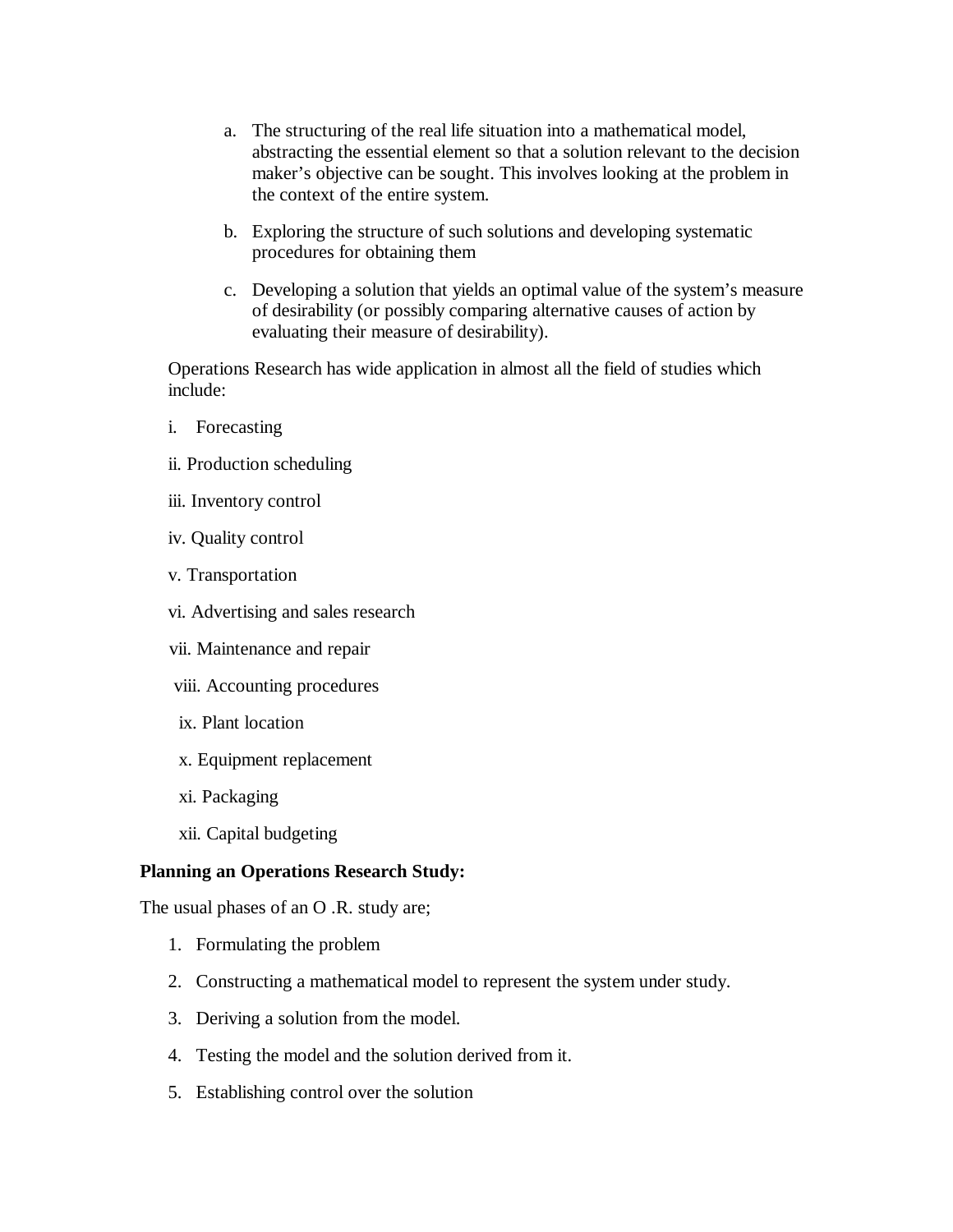a. The structuring of the real life situation into a mathematical model, abstracting the essential element so that a solution relevant to the decision maker's objective can be sought. This involves looking at the problem in the context of the entire system.

b. Exploring the structure of such solutions and developing systematic procedures for obtaining them

c. Developing a solution that yields an optimal value of the system's measure of desirability (or possibly comparing alternative causes of action by evaluating their measure of desirability).

Operations Research has wide application in almost all the field of studies which include:

i. Forecasting

ii. Production scheduling

iii. Inventory control

iv. Quality control

v. Transportation

vi. Advertising and sales research

vii. Maintenance and repair

viii. Accounting procedures

ix. Plant location

x. Equipment replacement

xi. Packaging

xii. Capital budgeting

**Planning an Operations Research Study:**

The usual phases of an O .R. study are;

1. Formulating the problem
2. Constructing a mathematical model to represent the system under study.
3. Deriving a solution from the model.
4. Testing the model and the solution derived from it.
5. Establishing control over the solution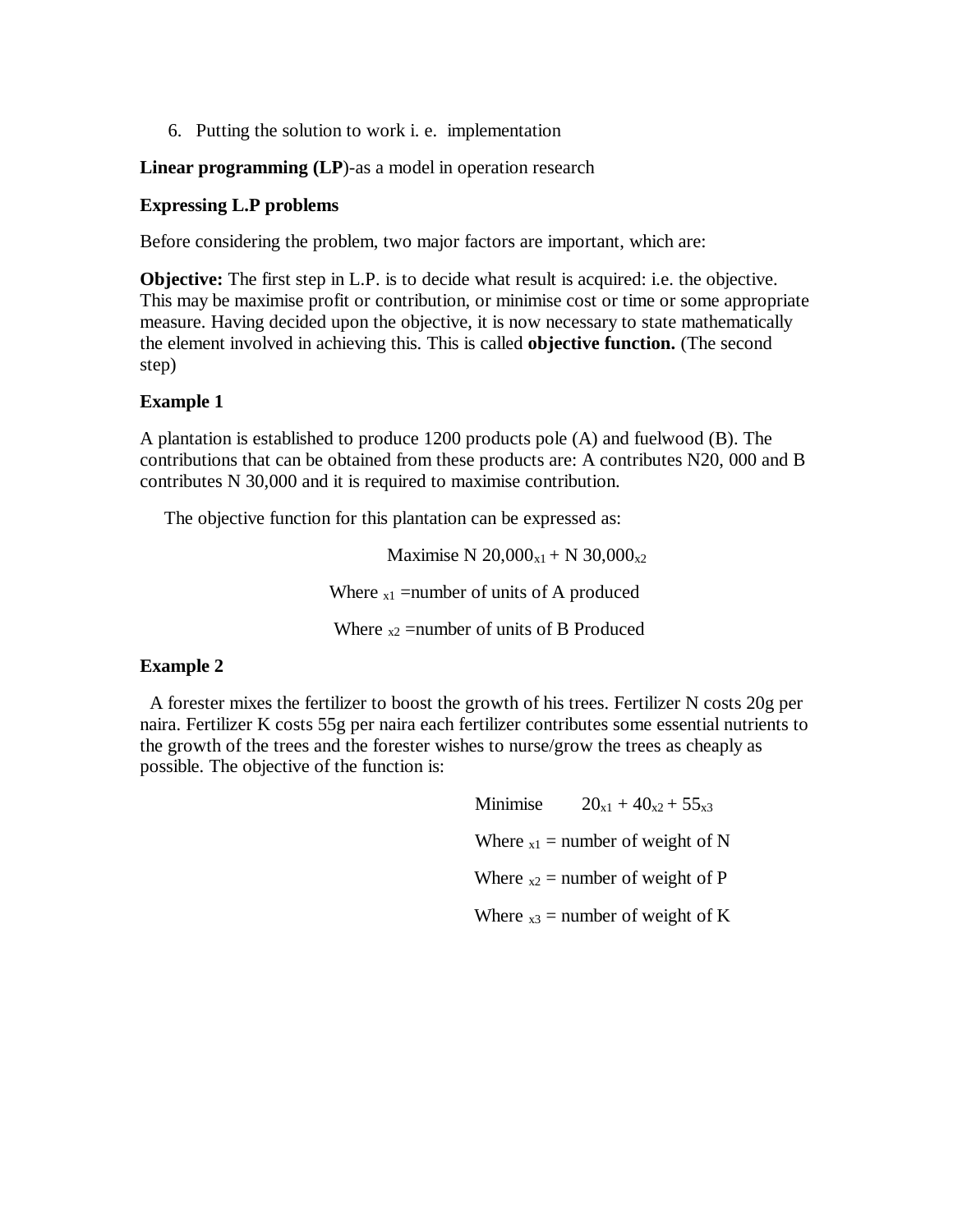6. Putting the solution to work i. e. implementation

**Linear programming (LP)**-as a model in operation research

**Expressing L.P problems**

Before considering the problem, two major factors are important, which are:

**Objective:** The first step in L.P. is to decide what result is acquired: i.e. the objective. This may be maximise profit or contribution, or minimise cost or time or some appropriate measure. Having decided upon the objective, it is now necessary to state mathematically the element involved in achieving this. This is called **objective function.** (The second step)

**Example 1**

A plantation is established to produce 1200 products pole (A) and fuelwood (B). The contributions that can be obtained from these products are: A contributes N20, 000 and B contributes N 30,000 and it is required to maximise contribution.

The objective function for this plantation can be expressed as:

$$\text{Maximise N } 20{,}000_{x1} + \text{N } 30{,}000_{x2}$$

Where $_{x1}$ =number of units of A produced

Where $_{x2}$ =number of units of B Produced

**Example 2**

A forester mixes the fertilizer to boost the growth of his trees. Fertilizer N costs 20g per naira. Fertilizer K costs 55g per naira each fertilizer contributes some essential nutrients to the growth of the trees and the forester wishes to nurse/grow the trees as cheaply as possible. The objective of the function is:

$$\text{Minimise} \quad 20_{x1} + 40_{x2} + 55_{x3}$$

Where $_{x1}$ = number of weight of N

Where $_{x2}$ = number of weight of P

Where $_{x3}$ = number of weight of K